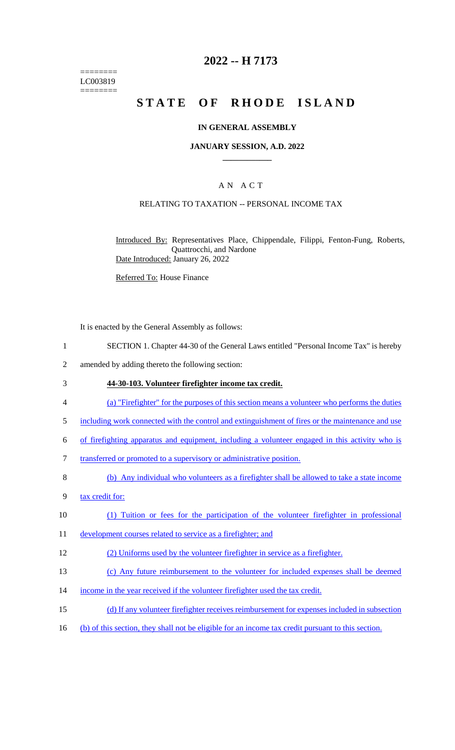========
LC003819
========

# 2022 -- H 7173

# STATE OF RHODE ISLAND

### IN GENERAL ASSEMBLY

### JANUARY SESSION, A.D. 2022

## A N A C T

RELATING TO TAXATION -- PERSONAL INCOME TAX

Introduced By: Representatives Place, Chippendale, Filippi, Fenton-Fung, Roberts, Quattrocchi, and Nardone

Date Introduced: January 26, 2022

Referred To: House Finance

It is enacted by the General Assembly as follows:

1 SECTION 1. Chapter 44-30 of the General Laws entitled "Personal Income Tax" is hereby
2 amended by adding thereto the following section:

3 **44-30-103. Volunteer firefighter income tax credit.**

4 (a) "Firefighter" for the purposes of this section means a volunteer who performs the duties
5 including work connected with the control and extinguishment of fires or the maintenance and use
6 of firefighting apparatus and equipment, including a volunteer engaged in this activity who is
7 transferred or promoted to a supervisory or administrative position.

8 (b) Any individual who volunteers as a firefighter shall be allowed to take a state income
9 tax credit for:

10 (1) Tuition or fees for the participation of the volunteer firefighter in professional
11 development courses related to service as a firefighter; and

12 (2) Uniforms used by the volunteer firefighter in service as a firefighter.

13 (c) Any future reimbursement to the volunteer for included expenses shall be deemed
14 income in the year received if the volunteer firefighter used the tax credit.

15 (d) If any volunteer firefighter receives reimbursement for expenses included in subsection
16 (b) of this section, they shall not be eligible for an income tax credit pursuant to this section.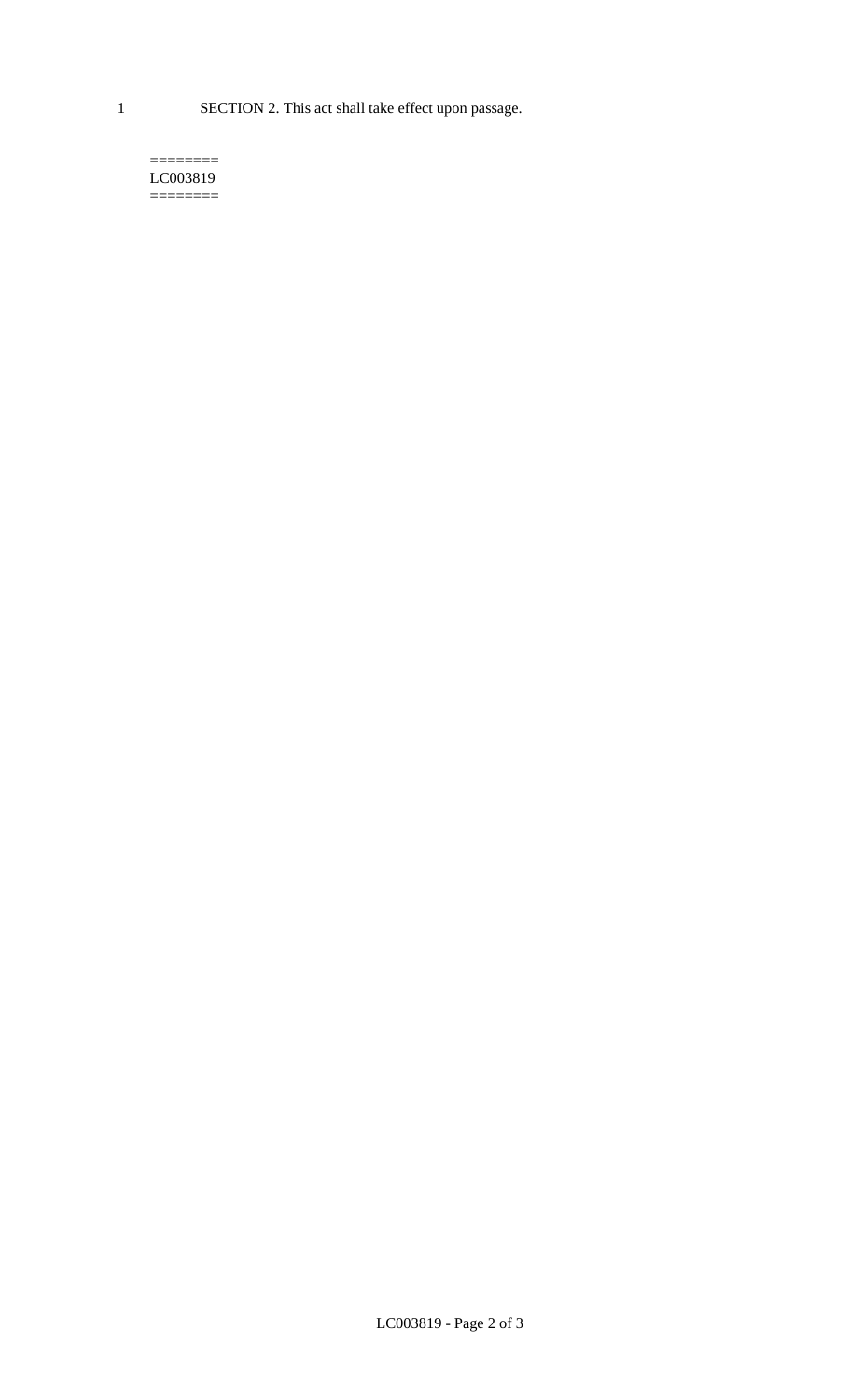1 SECTION 2. This act shall take effect upon passage.

========
LC003819
========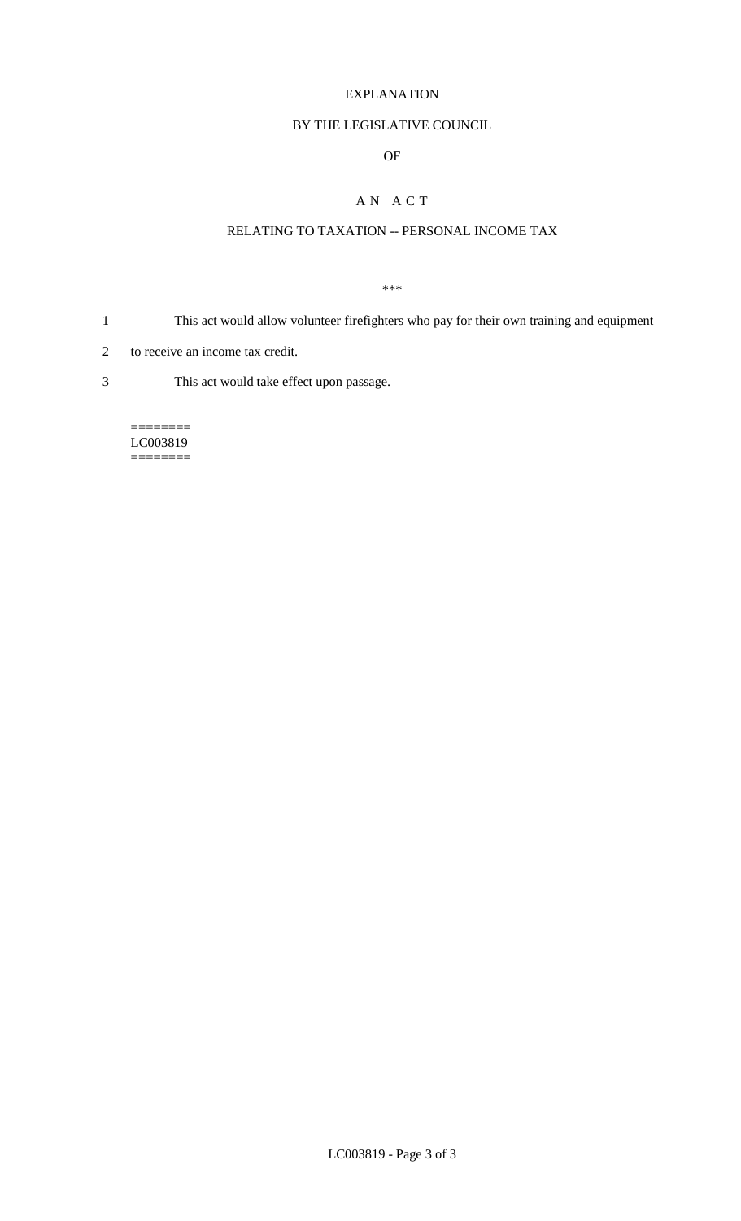EXPLANATION

BY THE LEGISLATIVE COUNCIL

OF

A N A C T

RELATING TO TAXATION -- PERSONAL INCOME TAX

\*\*\*

1 This act would allow volunteer firefighters who pay for their own training and equipment

2 to receive an income tax credit.

3 This act would take effect upon passage.

========
LC003819
========